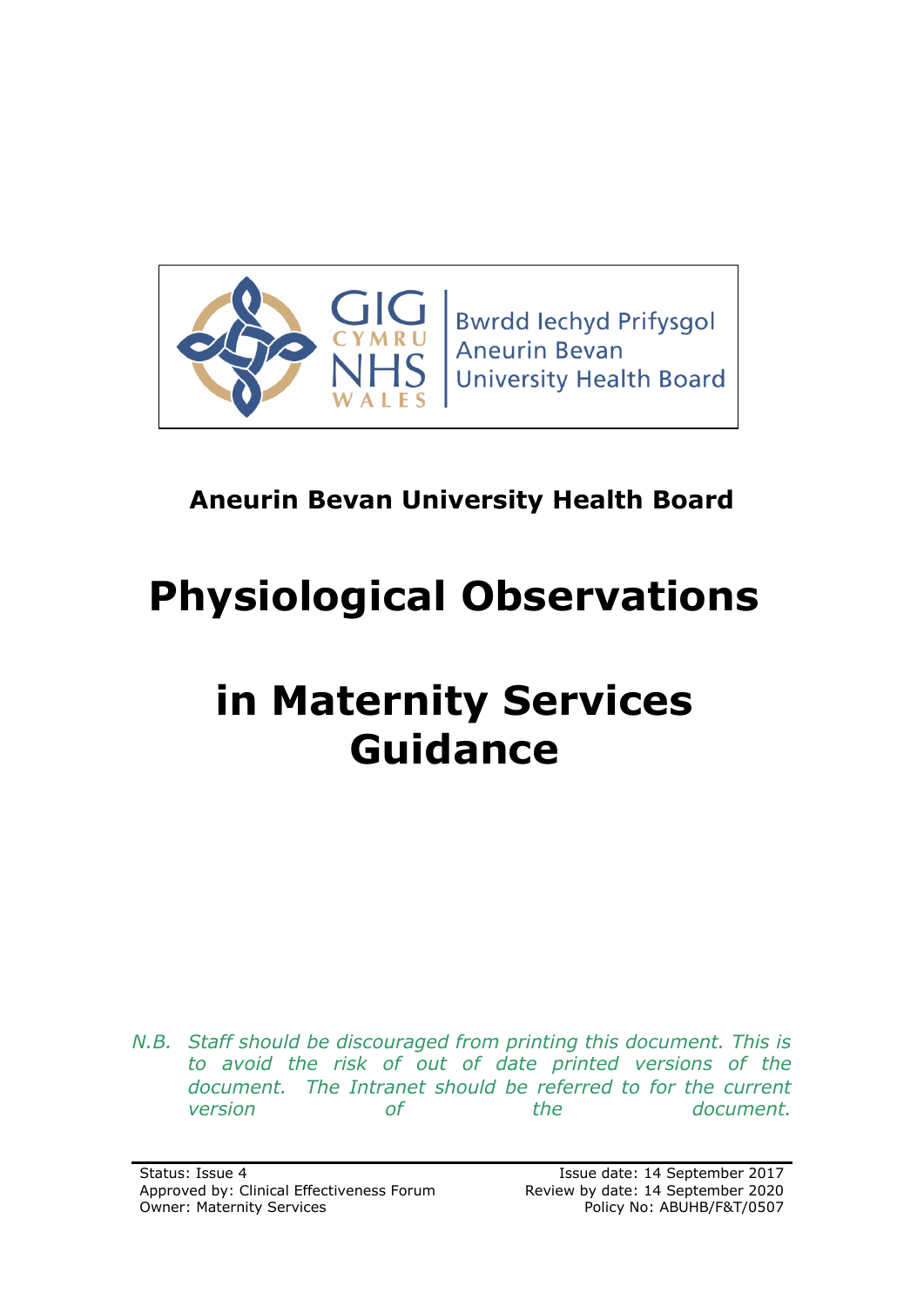Bwrdd Iechyd Prifysgol Aneurin Bevan University Health Board

**Aneurin Bevan University Health Board**

# Physiological Observations

# in Maternity Services Guidance

*N.B. Staff should be discouraged from printing this document. This is to avoid the risk of out of date printed versions of the document. The Intranet should be referred to for the current version of the document.*

Status: Issue 4
Approved by: Clinical Effectiveness Forum
Owner: Maternity Services

Issue date: 14 September 2017
Review by date: 14 September 2020
Policy No: ABUHB/F&T/0507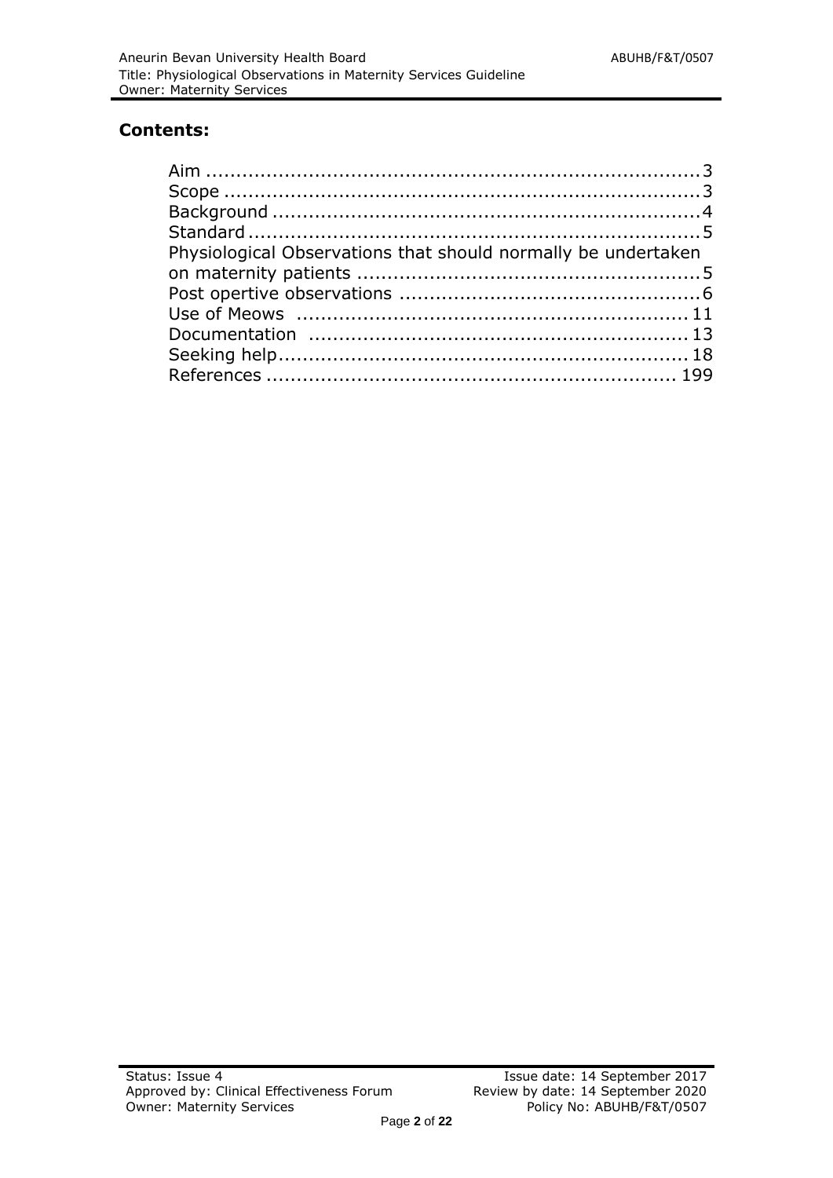## Contents:

Aim .................................................................................3
Scope ...............................................................................3
Background ......................................................................4
Standard ..........................................................................5
Physiological Observations that should normally be undertaken on maternity patients .........................................................5
Post opertive observations ..................................................6
Use of Meows ................................................................ 11
Documentation .............................................................. 13
Seeking help................................................................... 18
References .................................................................. 199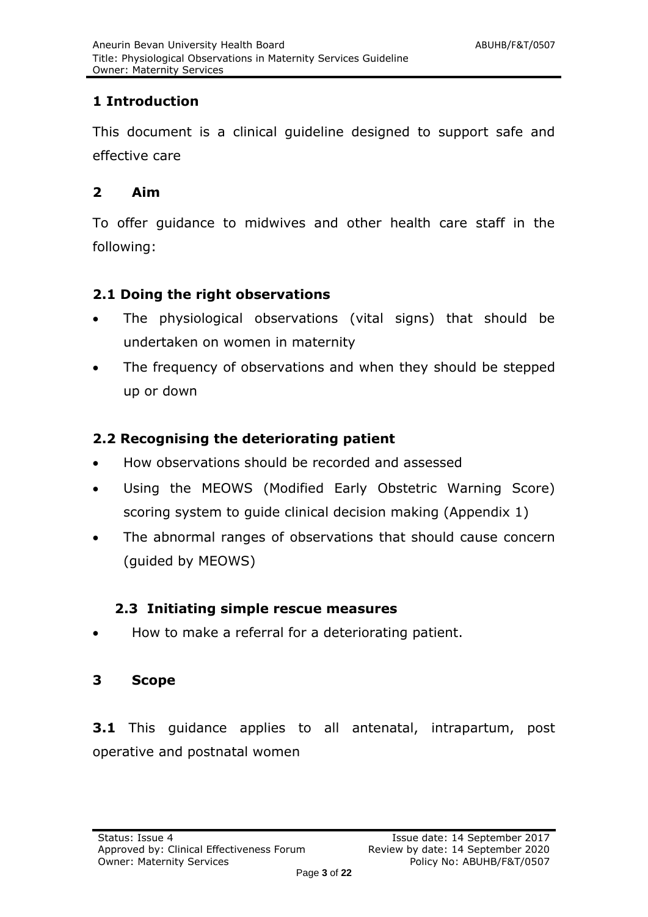## 1 Introduction

This document is a clinical guideline designed to support safe and effective care

## 2 Aim

To offer guidance to midwives and other health care staff in the following:

### 2.1 Doing the right observations

- The physiological observations (vital signs) that should be undertaken on women in maternity
- The frequency of observations and when they should be stepped up or down

### 2.2 Recognising the deteriorating patient

- How observations should be recorded and assessed
- Using the MEOWS (Modified Early Obstetric Warning Score) scoring system to guide clinical decision making (Appendix 1)
- The abnormal ranges of observations that should cause concern (guided by MEOWS)

### 2.3 Initiating simple rescue measures

- How to make a referral for a deteriorating patient.

## 3 Scope

**3.1** This guidance applies to all antenatal, intrapartum, post operative and postnatal women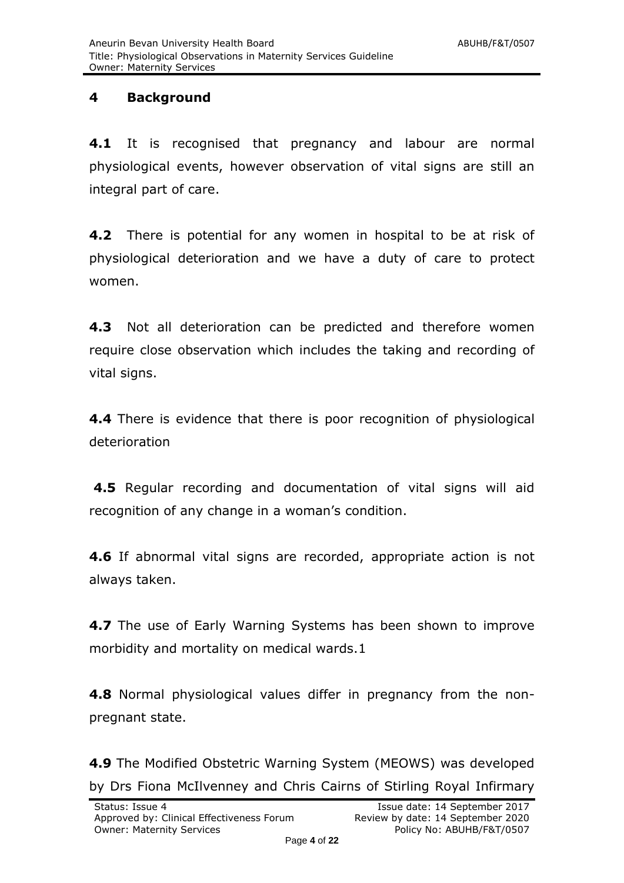## 4 Background

**4.1** It is recognised that pregnancy and labour are normal physiological events, however observation of vital signs are still an integral part of care.

**4.2** There is potential for any women in hospital to be at risk of physiological deterioration and we have a duty of care to protect women.

**4.3** Not all deterioration can be predicted and therefore women require close observation which includes the taking and recording of vital signs.

**4.4** There is evidence that there is poor recognition of physiological deterioration

**4.5** Regular recording and documentation of vital signs will aid recognition of any change in a woman's condition.

**4.6** If abnormal vital signs are recorded, appropriate action is not always taken.

**4.7** The use of Early Warning Systems has been shown to improve morbidity and mortality on medical wards.1

**4.8** Normal physiological values differ in pregnancy from the non-pregnant state.

**4.9** The Modified Obstetric Warning System (MEOWS) was developed by Drs Fiona McIlvenney and Chris Cairns of Stirling Royal Infirmary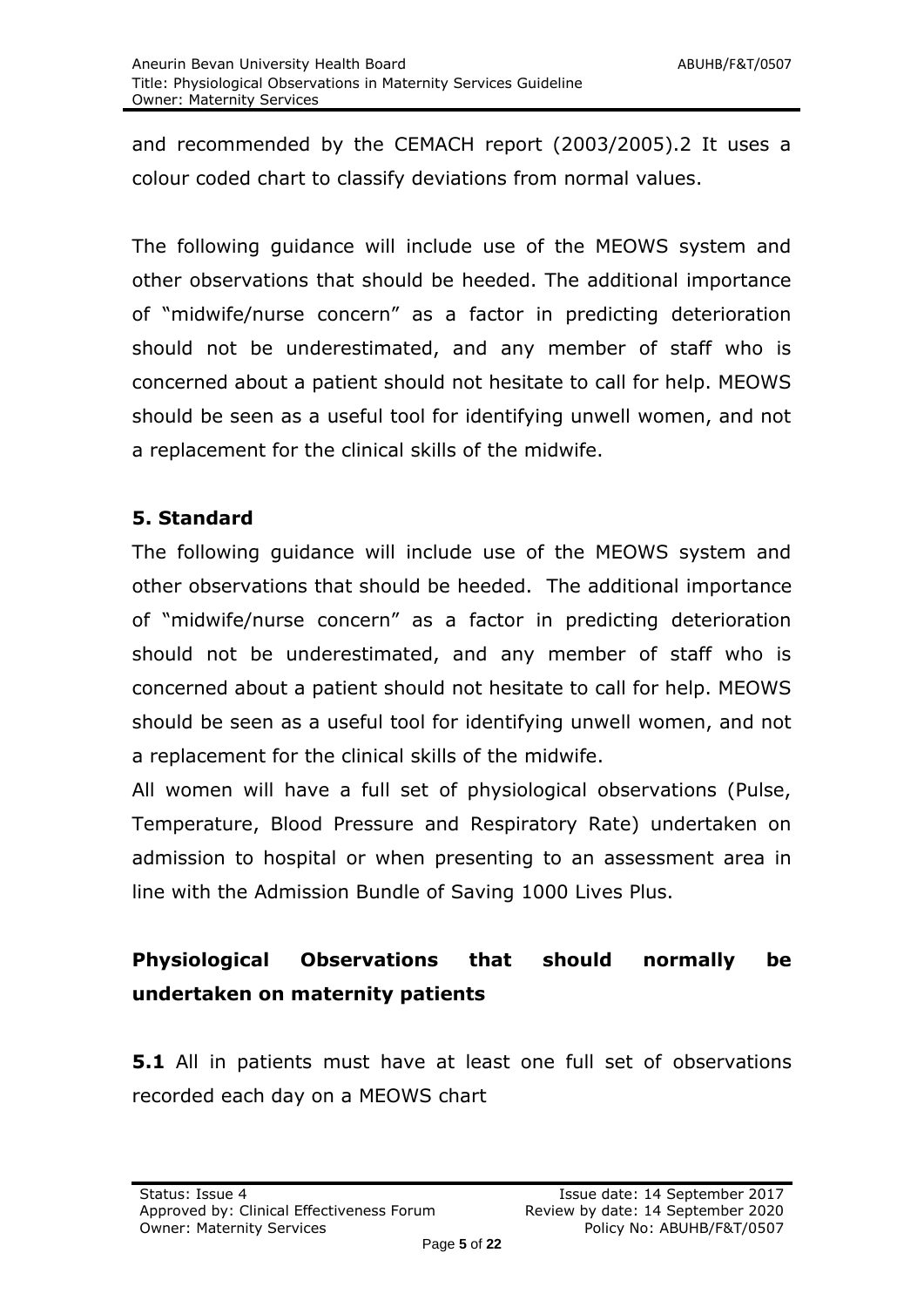and recommended by the CEMACH report (2003/2005).2 It uses a colour coded chart to classify deviations from normal values.

The following guidance will include use of the MEOWS system and other observations that should be heeded. The additional importance of "midwife/nurse concern" as a factor in predicting deterioration should not be underestimated, and any member of staff who is concerned about a patient should not hesitate to call for help. MEOWS should be seen as a useful tool for identifying unwell women, and not a replacement for the clinical skills of the midwife.

## 5. Standard

The following guidance will include use of the MEOWS system and other observations that should be heeded. The additional importance of "midwife/nurse concern" as a factor in predicting deterioration should not be underestimated, and any member of staff who is concerned about a patient should not hesitate to call for help. MEOWS should be seen as a useful tool for identifying unwell women, and not a replacement for the clinical skills of the midwife.

All women will have a full set of physiological observations (Pulse, Temperature, Blood Pressure and Respiratory Rate) undertaken on admission to hospital or when presenting to an assessment area in line with the Admission Bundle of Saving 1000 Lives Plus.

### Physiological Observations that should normally be undertaken on maternity patients

**5.1** All in patients must have at least one full set of observations recorded each day on a MEOWS chart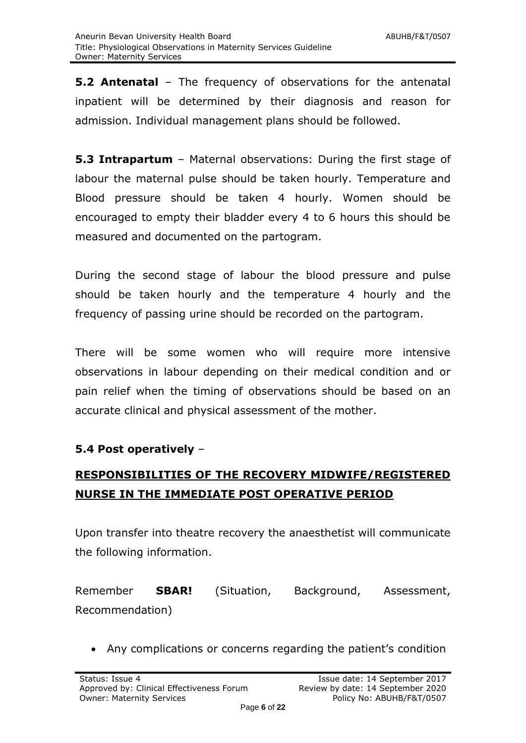**5.2 Antenatal** – The frequency of observations for the antenatal inpatient will be determined by their diagnosis and reason for admission. Individual management plans should be followed.

**5.3 Intrapartum** – Maternal observations: During the first stage of labour the maternal pulse should be taken hourly. Temperature and Blood pressure should be taken 4 hourly. Women should be encouraged to empty their bladder every 4 to 6 hours this should be measured and documented on the partogram.

During the second stage of labour the blood pressure and pulse should be taken hourly and the temperature 4 hourly and the frequency of passing urine should be recorded on the partogram.

There will be some women who will require more intensive observations in labour depending on their medical condition and or pain relief when the timing of observations should be based on an accurate clinical and physical assessment of the mother.

**5.4 Post operatively** –

**<u>RESPONSIBILITIES OF THE RECOVERY MIDWIFE/REGISTERED NURSE IN THE IMMEDIATE POST OPERATIVE PERIOD</u>**

Upon transfer into theatre recovery the anaesthetist will communicate the following information.

Remember **SBAR!** (Situation, Background, Assessment, Recommendation)

- Any complications or concerns regarding the patient's condition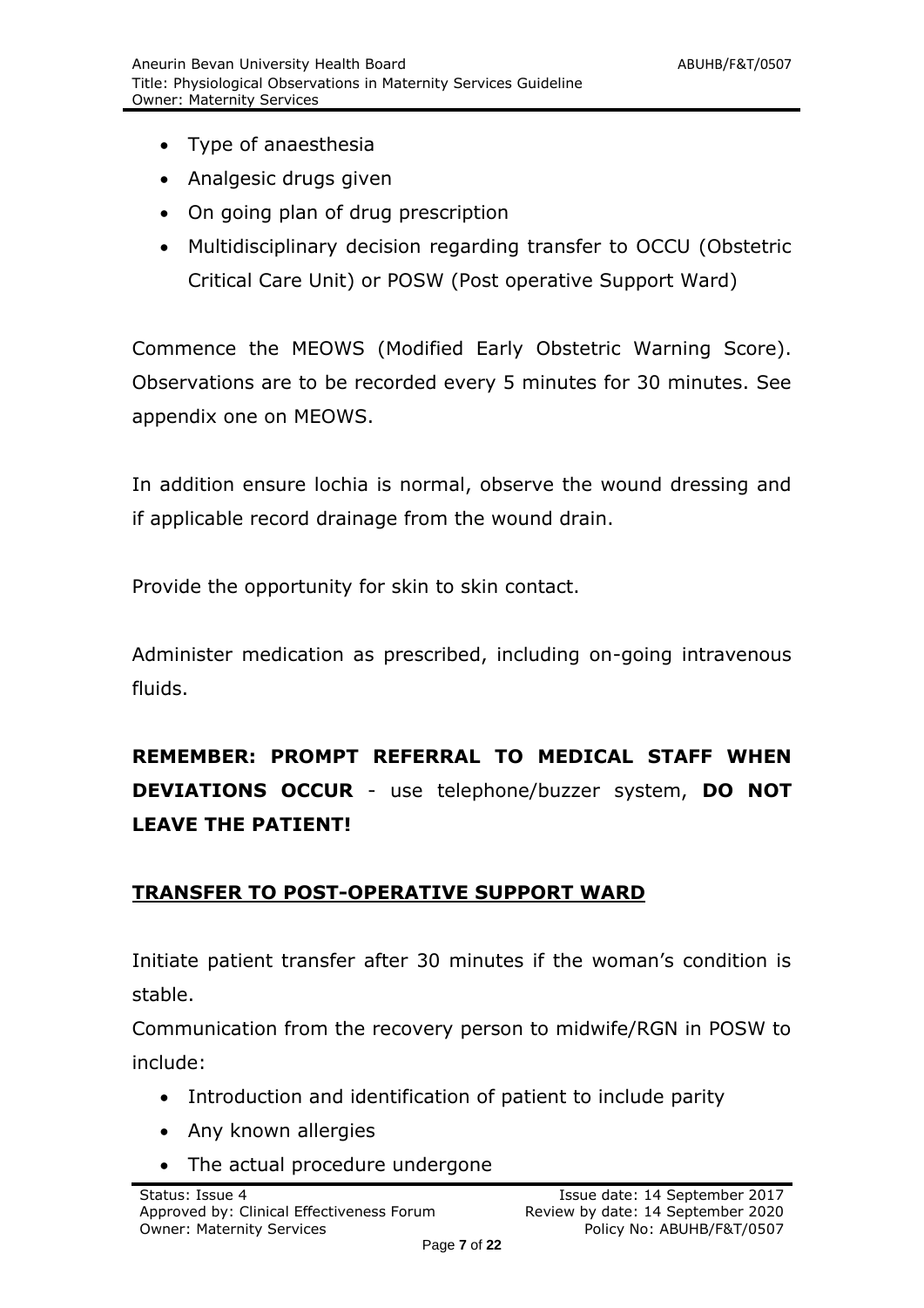- Type of anaesthesia
- Analgesic drugs given
- On going plan of drug prescription
- Multidisciplinary decision regarding transfer to OCCU (Obstetric Critical Care Unit) or POSW (Post operative Support Ward)

Commence the MEOWS (Modified Early Obstetric Warning Score). Observations are to be recorded every 5 minutes for 30 minutes. See appendix one on MEOWS.

In addition ensure lochia is normal, observe the wound dressing and if applicable record drainage from the wound drain.

Provide the opportunity for skin to skin contact.

Administer medication as prescribed, including on-going intravenous fluids.

**REMEMBER: PROMPT REFERRAL TO MEDICAL STAFF WHEN DEVIATIONS OCCUR** - use telephone/buzzer system, **DO NOT LEAVE THE PATIENT!**

## TRANSFER TO POST-OPERATIVE SUPPORT WARD

Initiate patient transfer after 30 minutes if the woman's condition is stable.

Communication from the recovery person to midwife/RGN in POSW to include:

- Introduction and identification of patient to include parity
- Any known allergies
- The actual procedure undergone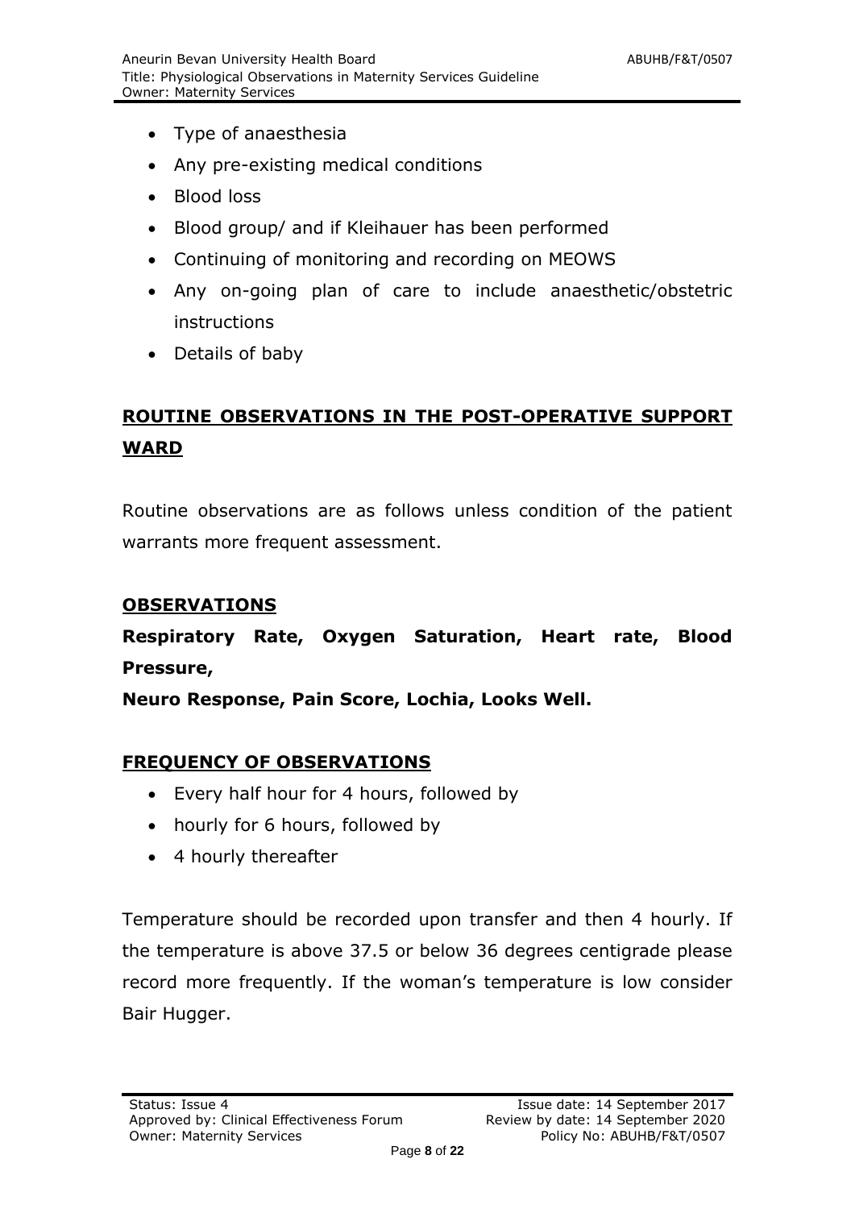- Type of anaesthesia
- Any pre-existing medical conditions
- Blood loss
- Blood group/ and if Kleihauer has been performed
- Continuing of monitoring and recording on MEOWS
- Any on-going plan of care to include anaesthetic/obstetric instructions
- Details of baby

## ROUTINE OBSERVATIONS IN THE POST-OPERATIVE SUPPORT WARD

Routine observations are as follows unless condition of the patient warrants more frequent assessment.

### OBSERVATIONS

**Respiratory Rate, Oxygen Saturation, Heart rate, Blood Pressure,**

**Neuro Response, Pain Score, Lochia, Looks Well.**

### FREQUENCY OF OBSERVATIONS

- Every half hour for 4 hours, followed by
- hourly for 6 hours, followed by
- 4 hourly thereafter

Temperature should be recorded upon transfer and then 4 hourly. If the temperature is above 37.5 or below 36 degrees centigrade please record more frequently. If the woman's temperature is low consider Bair Hugger.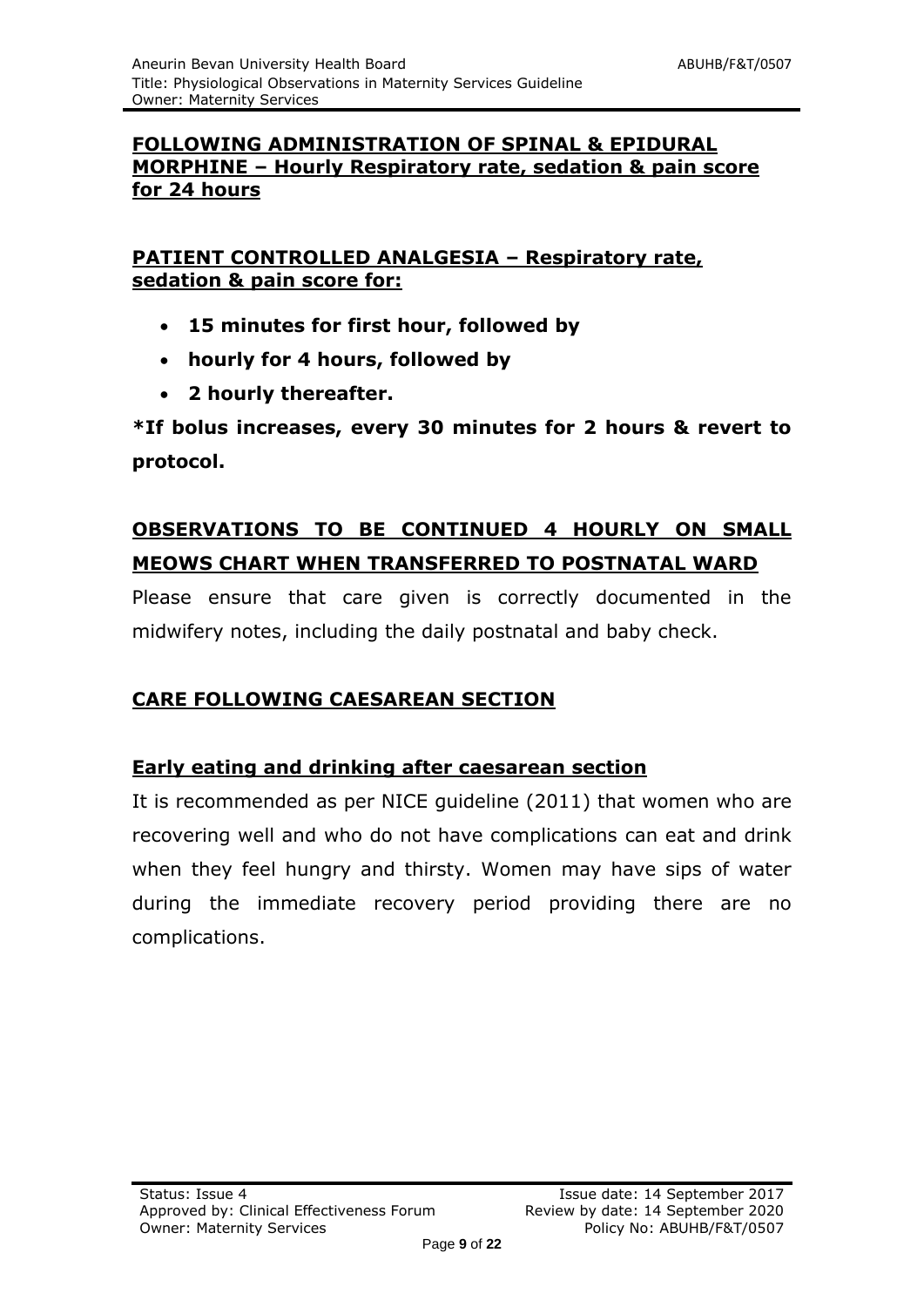**FOLLOWING ADMINISTRATION OF SPINAL & EPIDURAL MORPHINE – Hourly Respiratory rate, sedation & pain score for 24 hours**

**PATIENT CONTROLLED ANALGESIA – Respiratory rate, sedation & pain score for:**

- **15 minutes for first hour, followed by**
- **hourly for 4 hours, followed by**
- **2 hourly thereafter.**

**\*If bolus increases, every 30 minutes for 2 hours & revert to protocol.**

**OBSERVATIONS TO BE CONTINUED 4 HOURLY ON SMALL MEOWS CHART WHEN TRANSFERRED TO POSTNATAL WARD**

Please ensure that care given is correctly documented in the midwifery notes, including the daily postnatal and baby check.

## CARE FOLLOWING CAESAREAN SECTION

### Early eating and drinking after caesarean section

It is recommended as per NICE guideline (2011) that women who are recovering well and who do not have complications can eat and drink when they feel hungry and thirsty. Women may have sips of water during the immediate recovery period providing there are no complications.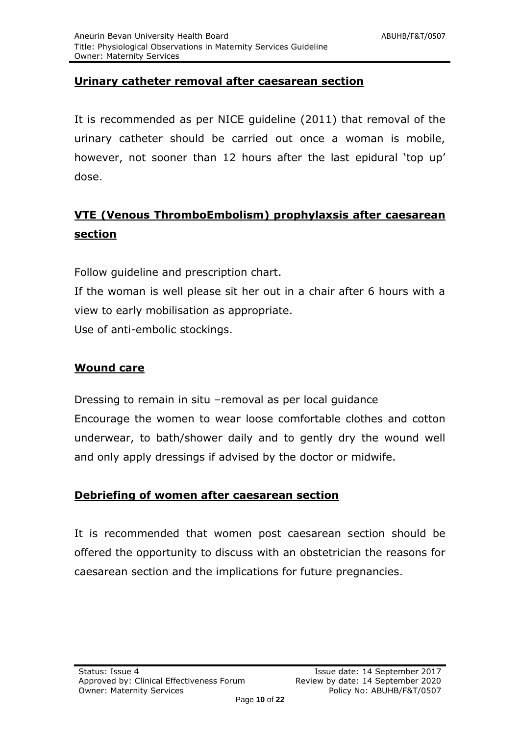## Urinary catheter removal after caesarean section

It is recommended as per NICE guideline (2011) that removal of the urinary catheter should be carried out once a woman is mobile, however, not sooner than 12 hours after the last epidural 'top up' dose.

## VTE (Venous ThromboEmbolism) prophylaxsis after caesarean section

Follow guideline and prescription chart.

If the woman is well please sit her out in a chair after 6 hours with a view to early mobilisation as appropriate.

Use of anti-embolic stockings.

## Wound care

Dressing to remain in situ –removal as per local guidance

Encourage the women to wear loose comfortable clothes and cotton underwear, to bath/shower daily and to gently dry the wound well and only apply dressings if advised by the doctor or midwife.

## Debriefing of women after caesarean section

It is recommended that women post caesarean section should be offered the opportunity to discuss with an obstetrician the reasons for caesarean section and the implications for future pregnancies.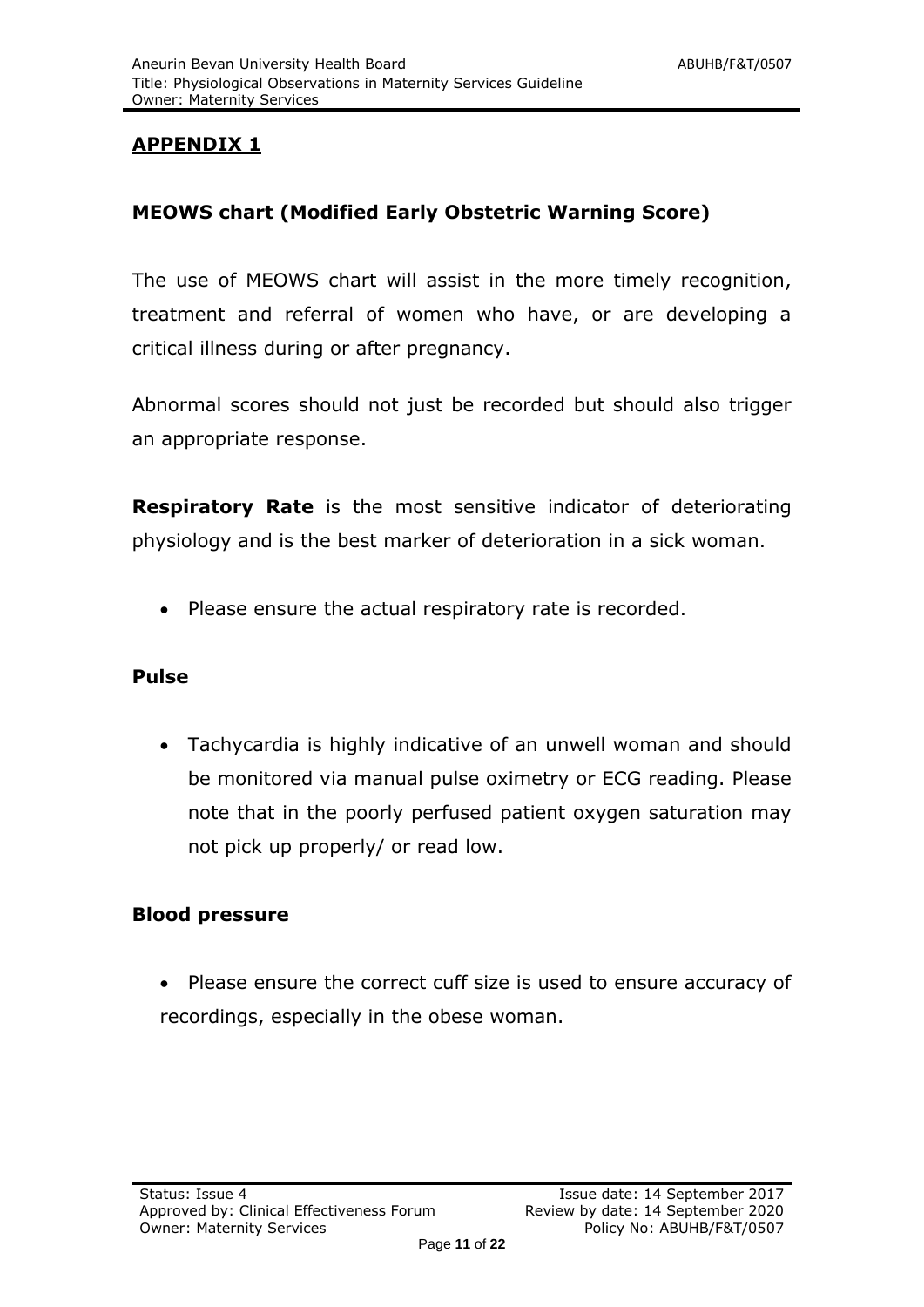## APPENDIX 1

### MEOWS chart (Modified Early Obstetric Warning Score)

The use of MEOWS chart will assist in the more timely recognition, treatment and referral of women who have, or are developing a critical illness during or after pregnancy.

Abnormal scores should not just be recorded but should also trigger an appropriate response.

**Respiratory Rate** is the most sensitive indicator of deteriorating physiology and is the best marker of deterioration in a sick woman.

- Please ensure the actual respiratory rate is recorded.

**Pulse**

- Tachycardia is highly indicative of an unwell woman and should be monitored via manual pulse oximetry or ECG reading. Please note that in the poorly perfused patient oxygen saturation may not pick up properly/ or read low.

**Blood pressure**

- Please ensure the correct cuff size is used to ensure accuracy of recordings, especially in the obese woman.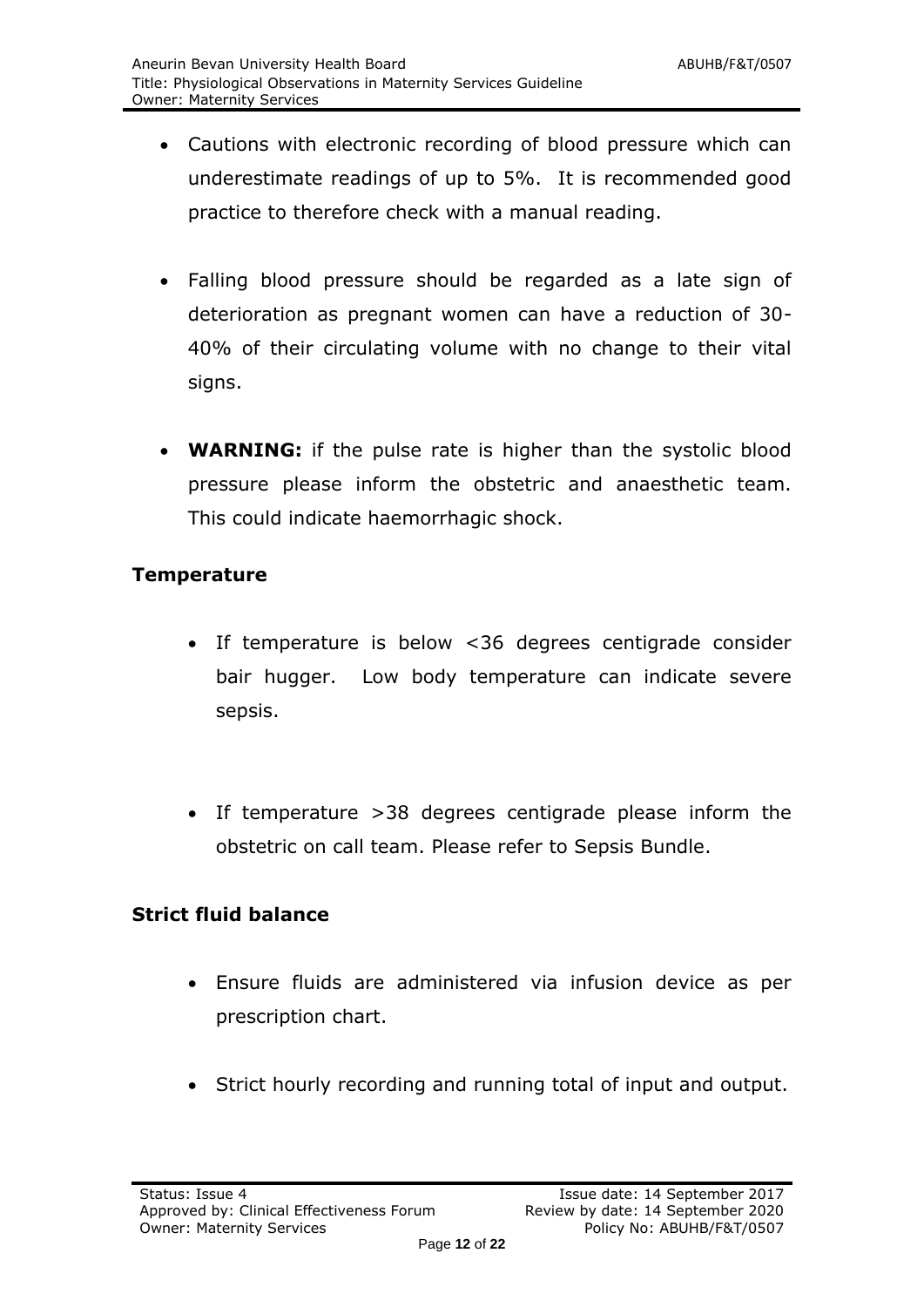- Cautions with electronic recording of blood pressure which can underestimate readings of up to 5%. It is recommended good practice to therefore check with a manual reading.

- Falling blood pressure should be regarded as a late sign of deterioration as pregnant women can have a reduction of 30-40% of their circulating volume with no change to their vital signs.

- **WARNING:** if the pulse rate is higher than the systolic blood pressure please inform the obstetric and anaesthetic team. This could indicate haemorrhagic shock.

**Temperature**

- If temperature is below <36 degrees centigrade consider bair hugger. Low body temperature can indicate severe sepsis.

- If temperature >38 degrees centigrade please inform the obstetric on call team. Please refer to Sepsis Bundle.

**Strict fluid balance**

- Ensure fluids are administered via infusion device as per prescription chart.

- Strict hourly recording and running total of input and output.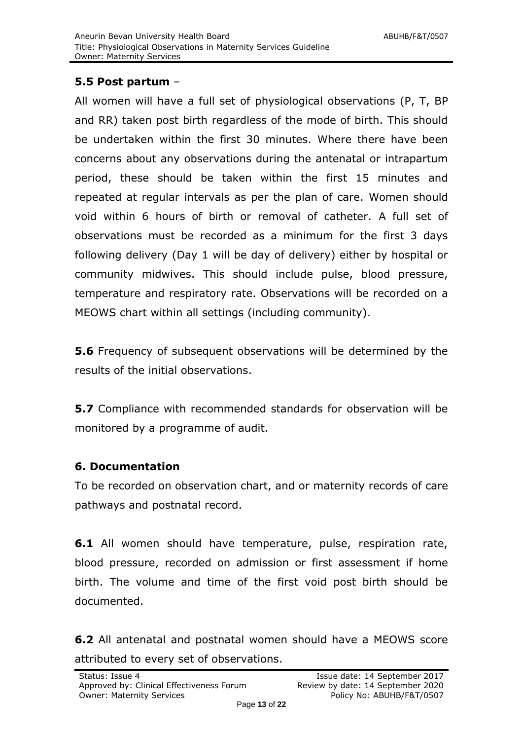### 5.5 Post partum –

All women will have a full set of physiological observations (P, T, BP and RR) taken post birth regardless of the mode of birth. This should be undertaken within the first 30 minutes. Where there have been concerns about any observations during the antenatal or intrapartum period, these should be taken within the first 15 minutes and repeated at regular intervals as per the plan of care. Women should void within 6 hours of birth or removal of catheter. A full set of observations must be recorded as a minimum for the first 3 days following delivery (Day 1 will be day of delivery) either by hospital or community midwives. This should include pulse, blood pressure, temperature and respiratory rate. Observations will be recorded on a MEOWS chart within all settings (including community).

**5.6** Frequency of subsequent observations will be determined by the results of the initial observations.

**5.7** Compliance with recommended standards for observation will be monitored by a programme of audit.

## 6. Documentation

To be recorded on observation chart, and or maternity records of care pathways and postnatal record.

**6.1** All women should have temperature, pulse, respiration rate, blood pressure, recorded on admission or first assessment if home birth. The volume and time of the first void post birth should be documented.

**6.2** All antenatal and postnatal women should have a MEOWS score attributed to every set of observations.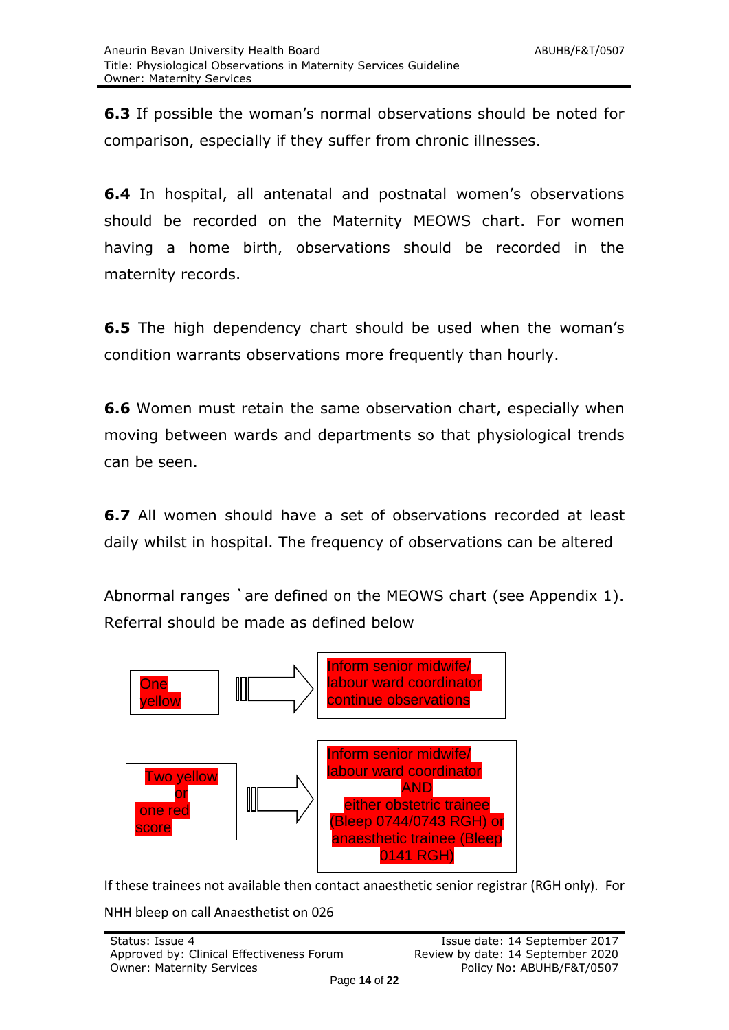**6.3** If possible the woman's normal observations should be noted for comparison, especially if they suffer from chronic illnesses.

**6.4** In hospital, all antenatal and postnatal women's observations should be recorded on the Maternity MEOWS chart. For women having a home birth, observations should be recorded in the maternity records.

**6.5** The high dependency chart should be used when the woman's condition warrants observations more frequently than hourly.

**6.6** Women must retain the same observation chart, especially when moving between wards and departments so that physiological trends can be seen.

**6.7** All women should have a set of observations recorded at least daily whilst in hospital. The frequency of observations can be altered

Abnormal ranges `are defined on the MEOWS chart (see Appendix 1). Referral should be made as defined below

| Score | Action |
| --- | --- |
| One yellow | Inform senior midwife/ labour ward coordinator continue observations |
| Two yellow or one red score | Inform senior midwife/ labour ward coordinator AND either obstetric trainee (Bleep 0744/0743 RGH) or anaesthetic trainee (Bleep 0141 RGH) |

If these trainees not available then contact anaesthetic senior registrar (RGH only). For NHH bleep on call Anaesthetist on 026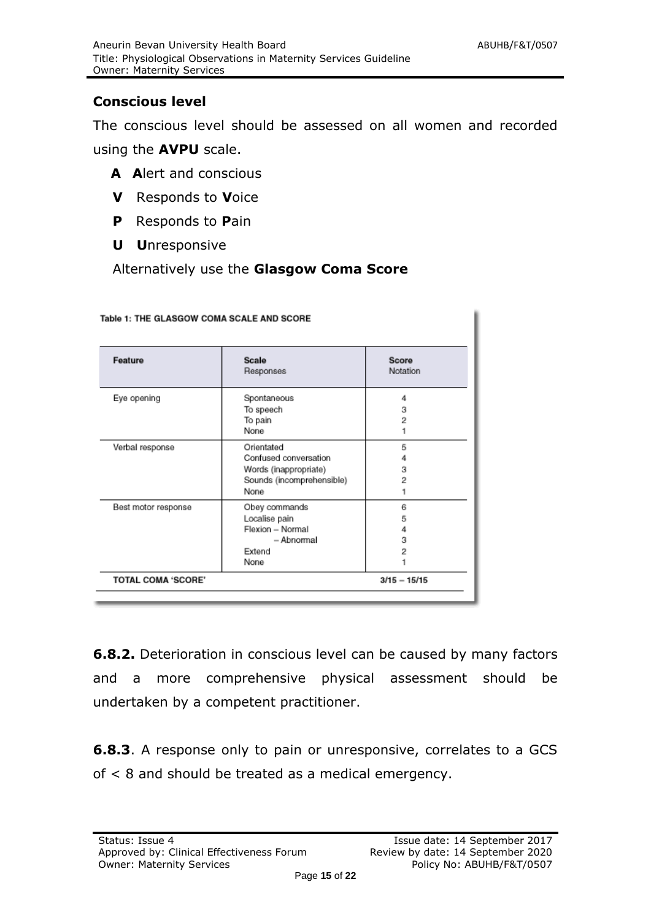### Conscious level

The conscious level should be assessed on all women and recorded using the **AVPU** scale.

- **A** **A**lert and conscious
- **V** Responds to **V**oice
- **P** Responds to **P**ain
- **U** **U**nresponsive

Alternatively use the **Glasgow Coma Score**

Table 1: THE GLASGOW COMA SCALE AND SCORE

| Feature | Scale Responses | Score Notation |
|---|---|---|
| Eye opening | Spontaneous<br>To speech<br>To pain<br>None | 4<br>3<br>2<br>1 |
| Verbal response | Orientated<br>Confused conversation<br>Words (inappropriate)<br>Sounds (incomprehensible)<br>None | 5<br>4<br>3<br>2<br>1 |
| Best motor response | Obey commands<br>Localise pain<br>Flexion – Normal<br>– Abnormal<br>Extend<br>None | 6<br>5<br>4<br>3<br>2<br>1 |
| TOTAL COMA 'SCORE' | | 3/15 – 15/15 |

**6.8.2.** Deterioration in conscious level can be caused by many factors and a more comprehensive physical assessment should be undertaken by a competent practitioner.

**6.8.3**. A response only to pain or unresponsive, correlates to a GCS of < 8 and should be treated as a medical emergency.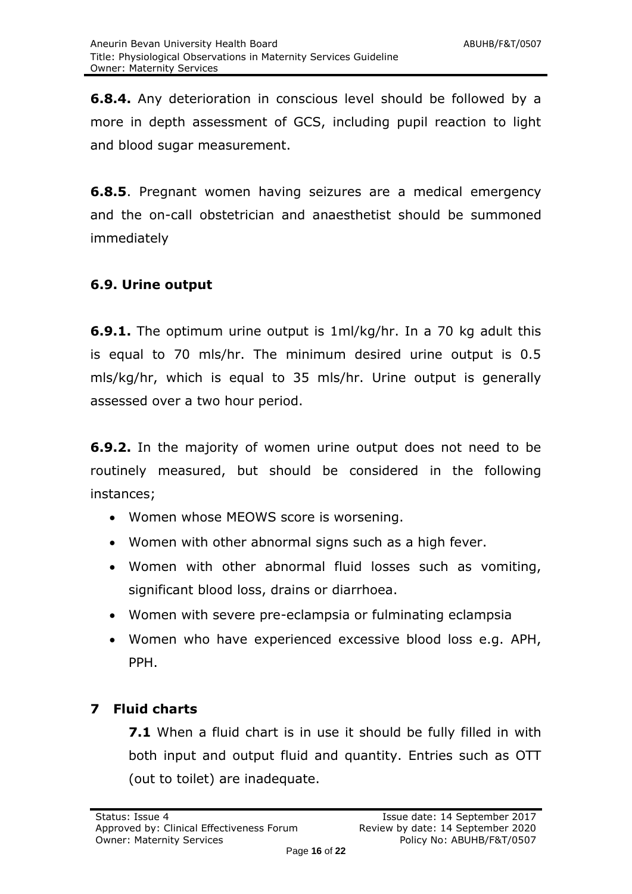**6.8.4.** Any deterioration in conscious level should be followed by a more in depth assessment of GCS, including pupil reaction to light and blood sugar measurement.

**6.8.5**. Pregnant women having seizures are a medical emergency and the on-call obstetrician and anaesthetist should be summoned immediately

### 6.9. Urine output

**6.9.1.** The optimum urine output is 1ml/kg/hr. In a 70 kg adult this is equal to 70 mls/hr. The minimum desired urine output is 0.5 mls/kg/hr, which is equal to 35 mls/hr. Urine output is generally assessed over a two hour period.

**6.9.2.** In the majority of women urine output does not need to be routinely measured, but should be considered in the following instances;

- Women whose MEOWS score is worsening.
- Women with other abnormal signs such as a high fever.
- Women with other abnormal fluid losses such as vomiting, significant blood loss, drains or diarrhoea.
- Women with severe pre-eclampsia or fulminating eclampsia
- Women who have experienced excessive blood loss e.g. APH, PPH.

## 7 Fluid charts

**7.1** When a fluid chart is in use it should be fully filled in with both input and output fluid and quantity. Entries such as OTT (out to toilet) are inadequate.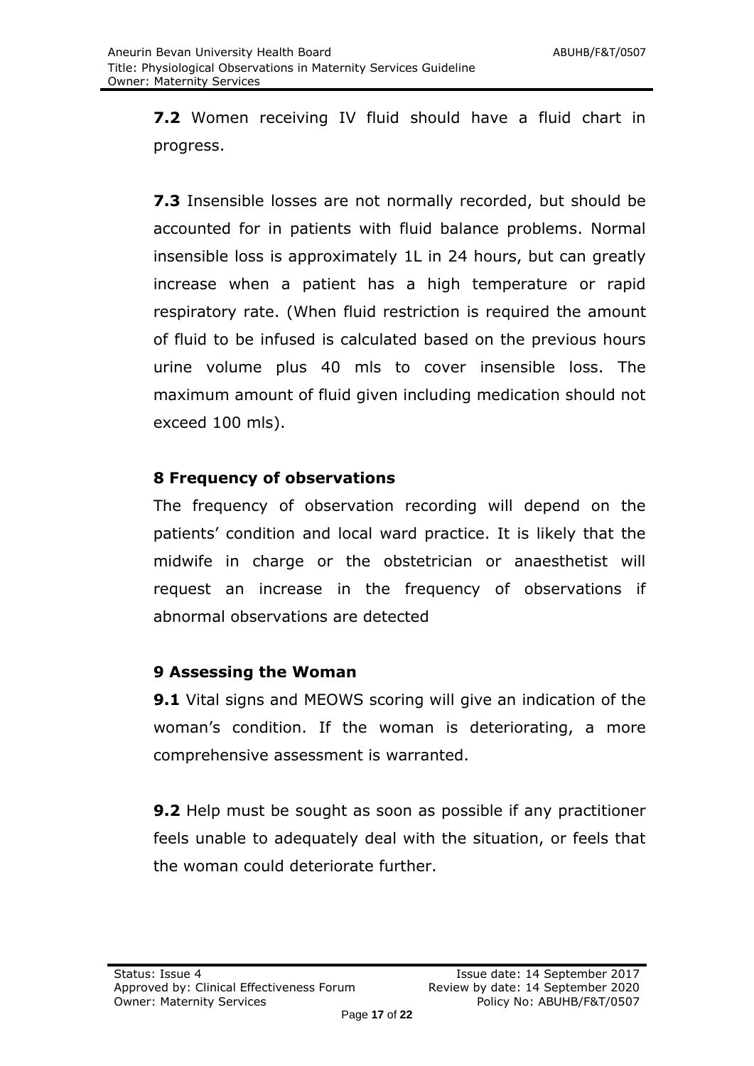**7.2** Women receiving IV fluid should have a fluid chart in progress.

**7.3** Insensible losses are not normally recorded, but should be accounted for in patients with fluid balance problems. Normal insensible loss is approximately 1L in 24 hours, but can greatly increase when a patient has a high temperature or rapid respiratory rate. (When fluid restriction is required the amount of fluid to be infused is calculated based on the previous hours urine volume plus 40 mls to cover insensible loss. The maximum amount of fluid given including medication should not exceed 100 mls).

## 8 Frequency of observations

The frequency of observation recording will depend on the patients' condition and local ward practice. It is likely that the midwife in charge or the obstetrician or anaesthetist will request an increase in the frequency of observations if abnormal observations are detected

## 9 Assessing the Woman

**9.1** Vital signs and MEOWS scoring will give an indication of the woman's condition. If the woman is deteriorating, a more comprehensive assessment is warranted.

**9.2** Help must be sought as soon as possible if any practitioner feels unable to adequately deal with the situation, or feels that the woman could deteriorate further.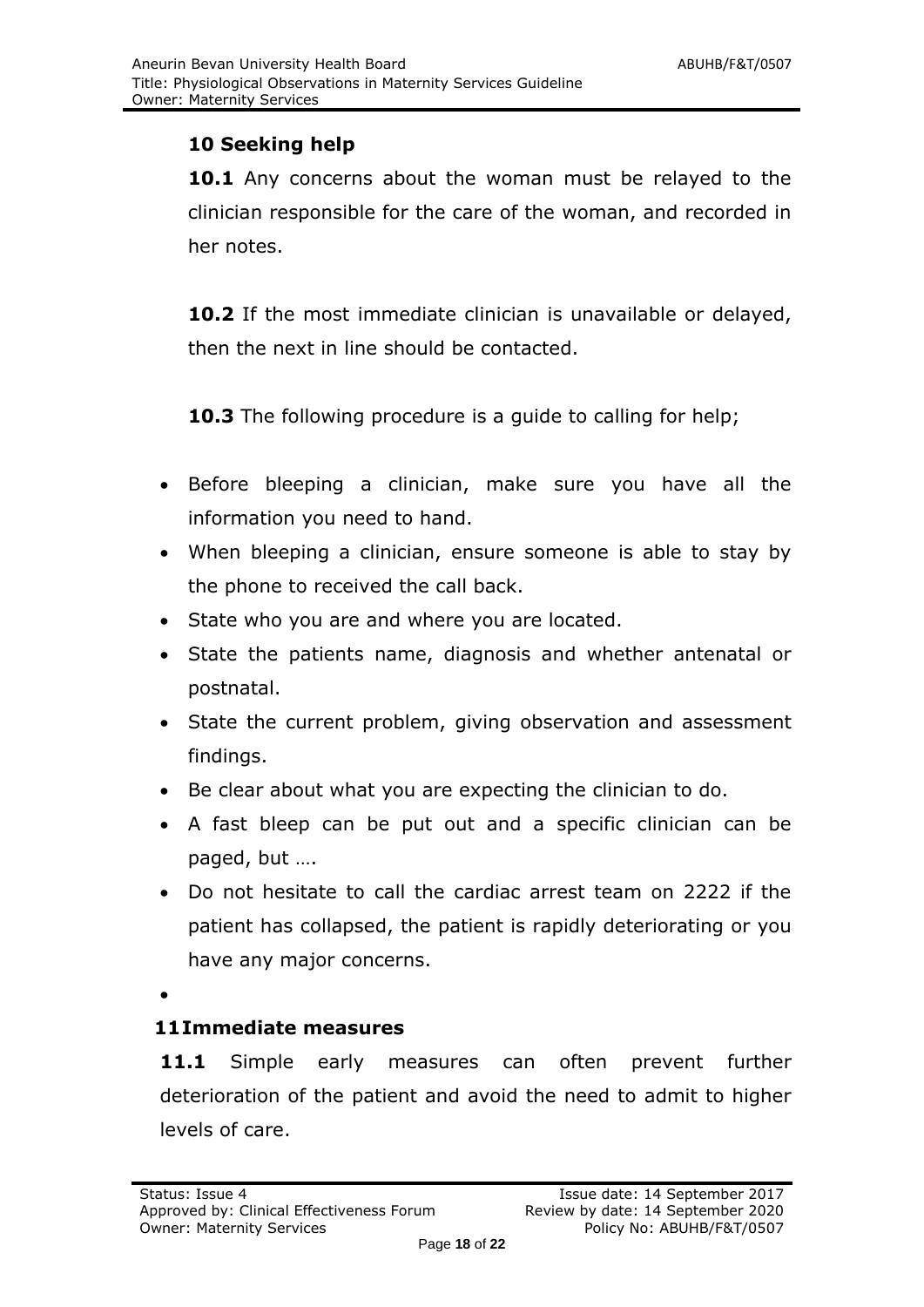## 10 Seeking help

**10.1** Any concerns about the woman must be relayed to the clinician responsible for the care of the woman, and recorded in her notes.

**10.2** If the most immediate clinician is unavailable or delayed, then the next in line should be contacted.

**10.3** The following procedure is a guide to calling for help;

- Before bleeping a clinician, make sure you have all the information you need to hand.
- When bleeping a clinician, ensure someone is able to stay by the phone to received the call back.
- State who you are and where you are located.
- State the patients name, diagnosis and whether antenatal or postnatal.
- State the current problem, giving observation and assessment findings.
- Be clear about what you are expecting the clinician to do.
- A fast bleep can be put out and a specific clinician can be paged, but ….
- Do not hesitate to call the cardiac arrest team on 2222 if the patient has collapsed, the patient is rapidly deteriorating or you have any major concerns.

## 11 Immediate measures

**11.1** Simple early measures can often prevent further deterioration of the patient and avoid the need to admit to higher levels of care.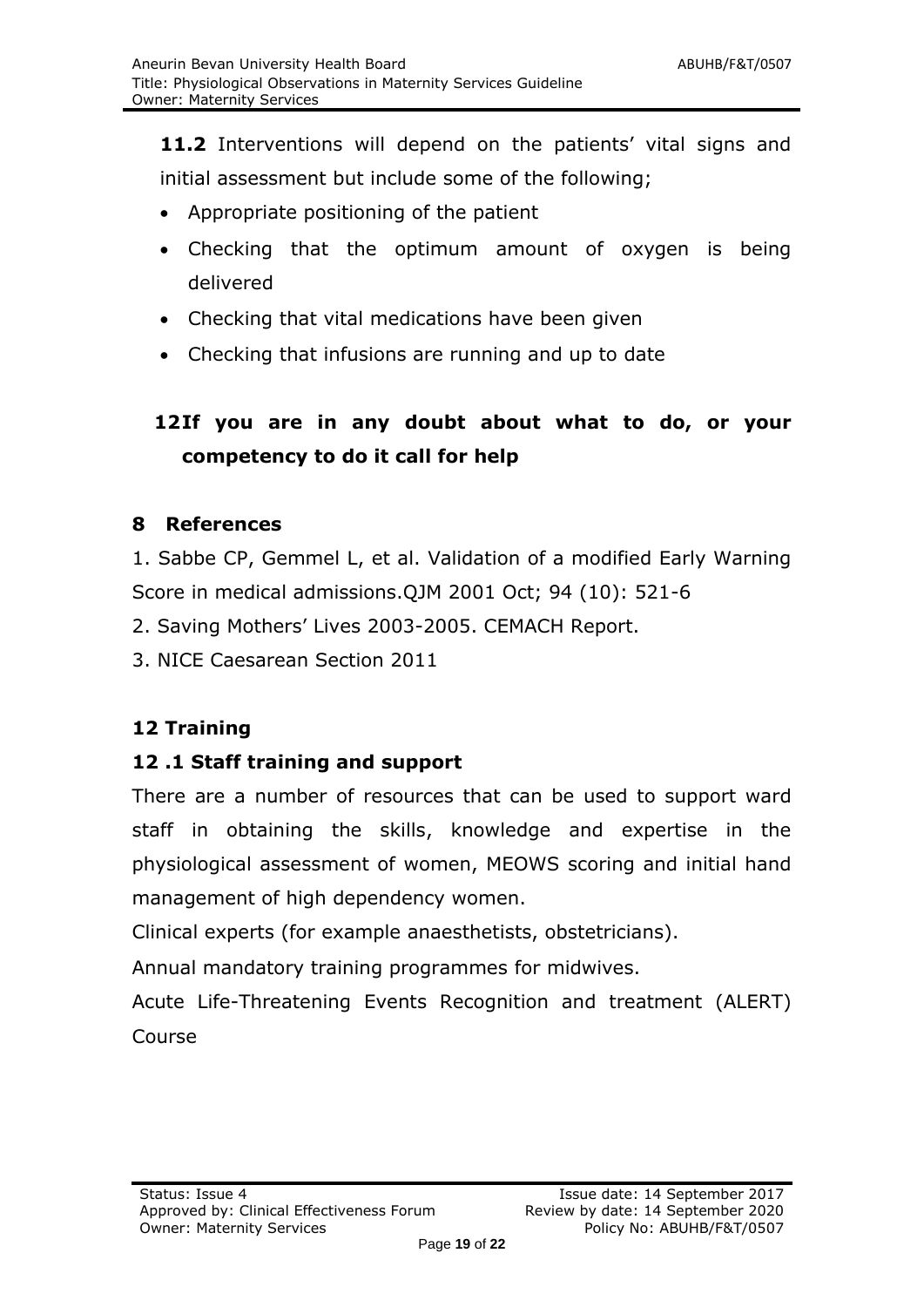**11.2** Interventions will depend on the patients' vital signs and initial assessment but include some of the following;

- Appropriate positioning of the patient
- Checking that the optimum amount of oxygen is being delivered
- Checking that vital medications have been given
- Checking that infusions are running and up to date

## 12 If you are in any doubt about what to do, or your competency to do it call for help

## 8 References

1. Sabbe CP, Gemmel L, et al. Validation of a modified Early Warning Score in medical admissions.QJM 2001 Oct; 94 (10): 521-6
2. Saving Mothers' Lives 2003-2005. CEMACH Report.
3. NICE Caesarean Section 2011

## 12 Training

### 12 .1 Staff training and support

There are a number of resources that can be used to support ward staff in obtaining the skills, knowledge and expertise in the physiological assessment of women, MEOWS scoring and initial hand management of high dependency women.

Clinical experts (for example anaesthetists, obstetricians).

Annual mandatory training programmes for midwives.

Acute Life-Threatening Events Recognition and treatment (ALERT) Course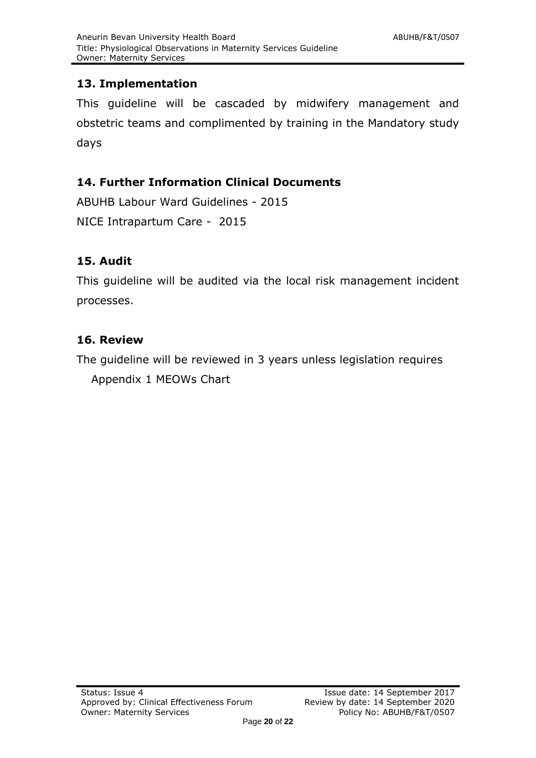## 13. Implementation

This guideline will be cascaded by midwifery management and obstetric teams and complimented by training in the Mandatory study days

## 14. Further Information Clinical Documents

ABUHB Labour Ward Guidelines - 2015

NICE Intrapartum Care - 2015

## 15. Audit

This guideline will be audited via the local risk management incident processes.

## 16. Review

The guideline will be reviewed in 3 years unless legislation requires

Appendix 1 MEOWs Chart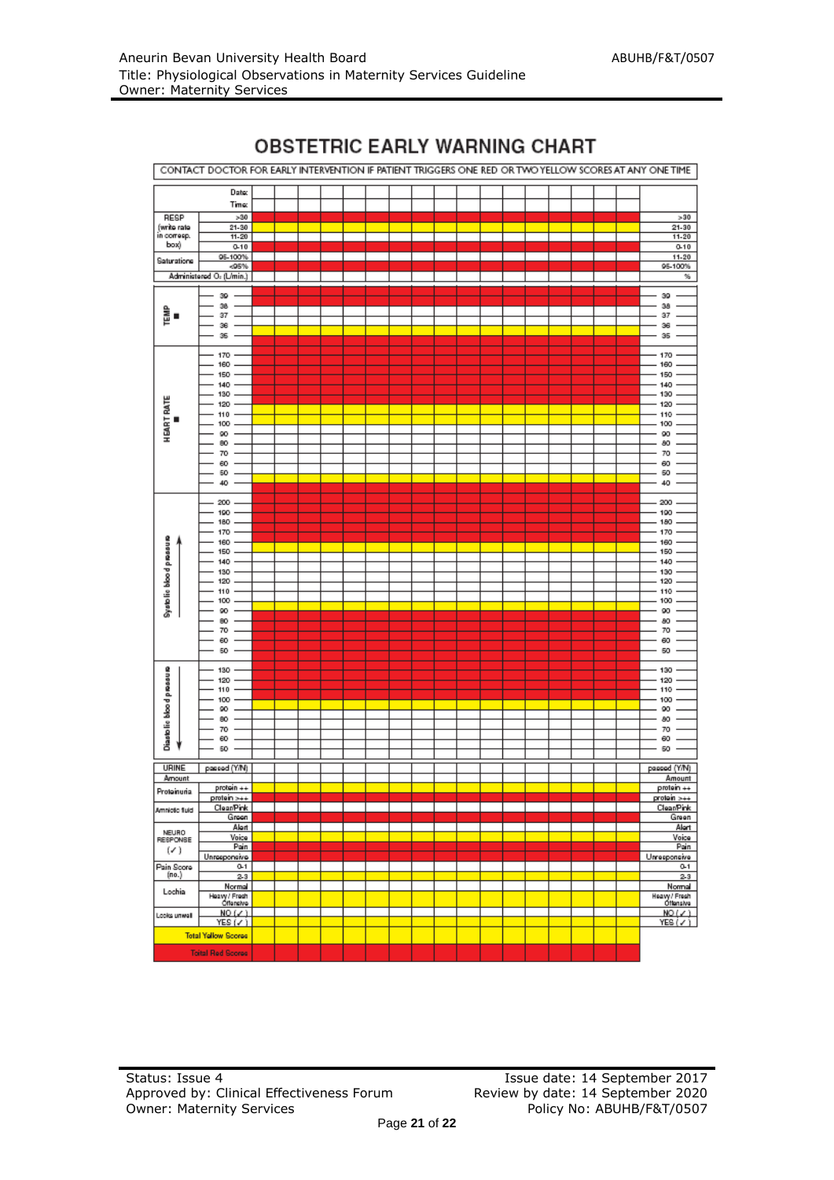# OBSTETRIC EARLY WARNING CHART

CONTACT DOCTOR FOR EARLY INTERVENTION IF PATIENT TRIGGERS ONE RED OR TWO YELLOW SCORES AT ANY ONE TIME

| | | | | | | | | | | | | | | | | | | |
|---|---|---|---|---|---|---|---|---|---|---|---|---|---|---|---|---|---|---|
| | Date: | | | | | | | | | | | | | | | | | |
| | Time: | | | | | | | | | | | | | | | | | |
| RESP (write rate in corresp. box) | >30 | | | | | | | | | | | | | | | | | >30 |
| | 21-30 | | | | | | | | | | | | | | | | | 21-30 |
| | 11-20 | | | | | | | | | | | | | | | | | 11-20 |
| | 0-10 | | | | | | | | | | | | | | | | | 0-10 |
| Saturations | 95-100% | | | | | | | | | | | | | | | | | 11-20 |
| | <95% | | | | | | | | | | | | | | | | | 95-100% |
| Administered $O_2$ (L/min.) | | | | | | | | | | | | | | | | | | % |
| TEMP ■ | 39 | | | | | | | | | | | | | | | | | 39 |
| | 38 | | | | | | | | | | | | | | | | | 38 |
| | 37 | | | | | | | | | | | | | | | | | 37 |
| | 36 | | | | | | | | | | | | | | | | | 36 |
| | 35 | | | | | | | | | | | | | | | | | 35 |
| HEART RATE ■ | 170 | | | | | | | | | | | | | | | | | 170 |
| | 160 | | | | | | | | | | | | | | | | | 160 |
| | 150 | | | | | | | | | | | | | | | | | 150 |
| | 140 | | | | | | | | | | | | | | | | | 140 |
| | 130 | | | | | | | | | | | | | | | | | 130 |
| | 120 | | | | | | | | | | | | | | | | | 120 |
| | 110 | | | | | | | | | | | | | | | | | 110 |
| | 100 | | | | | | | | | | | | | | | | | 100 |
| | 90 | | | | | | | | | | | | | | | | | 90 |
| | 80 | | | | | | | | | | | | | | | | | 80 |
| | 70 | | | | | | | | | | | | | | | | | 70 |
| | 60 | | | | | | | | | | | | | | | | | 60 |
| | 50 | | | | | | | | | | | | | | | | | 50 |
| | 40 | | | | | | | | | | | | | | | | | 40 |
| Systolic blood pressure ↑ | 200 | | | | | | | | | | | | | | | | | 200 |
| | 190 | | | | | | | | | | | | | | | | | 190 |
| | 180 | | | | | | | | | | | | | | | | | 180 |
| | 170 | | | | | | | | | | | | | | | | | 170 |
| | 160 | | | | | | | | | | | | | | | | | 160 |
| | 150 | | | | | | | | | | | | | | | | | 150 |
| | 140 | | | | | | | | | | | | | | | | | 140 |
| | 130 | | | | | | | | | | | | | | | | | 130 |
| | 120 | | | | | | | | | | | | | | | | | 120 |
| | 110 | | | | | | | | | | | | | | | | | 110 |
| | 100 | | | | | | | | | | | | | | | | | 100 |
| | 90 | | | | | | | | | | | | | | | | | 90 |
| | 80 | | | | | | | | | | | | | | | | | 80 |
| | 70 | | | | | | | | | | | | | | | | | 70 |
| | 60 | | | | | | | | | | | | | | | | | 60 |
| | 50 | | | | | | | | | | | | | | | | | 50 |
| Diastolic blood pressure ↓ | 130 | | | | | | | | | | | | | | | | | 130 |
| | 120 | | | | | | | | | | | | | | | | | 120 |
| | 110 | | | | | | | | | | | | | | | | | 110 |
| | 100 | | | | | | | | | | | | | | | | | 100 |
| | 90 | | | | | | | | | | | | | | | | | 90 |
| | 80 | | | | | | | | | | | | | | | | | 80 |
| | 70 | | | | | | | | | | | | | | | | | 70 |
| | 60 | | | | | | | | | | | | | | | | | 60 |
| | 50 | | | | | | | | | | | | | | | | | 50 |
| URINE | passed (Y/N) | | | | | | | | | | | | | | | | | passed (Y/N) |
| Amount | | | | | | | | | | | | | | | | | | Amount |
| Proteinuria | protein ++ | | | | | | | | | | | | | | | | | protein ++ |
| | protein >++ | | | | | | | | | | | | | | | | | protein >++ |
| Amniotic fluid | Clear/Pink | | | | | | | | | | | | | | | | | Clear/Pink |
| | Green | | | | | | | | | | | | | | | | | Green |
| NEURO RESPONSE (✓) | Alert | | | | | | | | | | | | | | | | | Alert |
| | Voice | | | | | | | | | | | | | | | | | Voice |
| | Pain | | | | | | | | | | | | | | | | | Pain |
| | Unresponsive | | | | | | | | | | | | | | | | | Unresponsive |
| Pain Score (no.) | 0-1 | | | | | | | | | | | | | | | | | 0-1 |
| | 2-3 | | | | | | | | | | | | | | | | | 2-3 |
| Lochia | Normal | | | | | | | | | | | | | | | | | Normal |
| | Heavy / Fresh Offensive | | | | | | | | | | | | | | | | | Heavy / Fresh Offensive |
| Looks unwell | NO (✓) | | | | | | | | | | | | | | | | | NO (✓) |
| | YES (✓) | | | | | | | | | | | | | | | | | YES (✓) |
| Total Yellow Scores | | | | | | | | | | | | | | | | | | |
| Total Red Scores | | | | | | | | | | | | | | | | | | |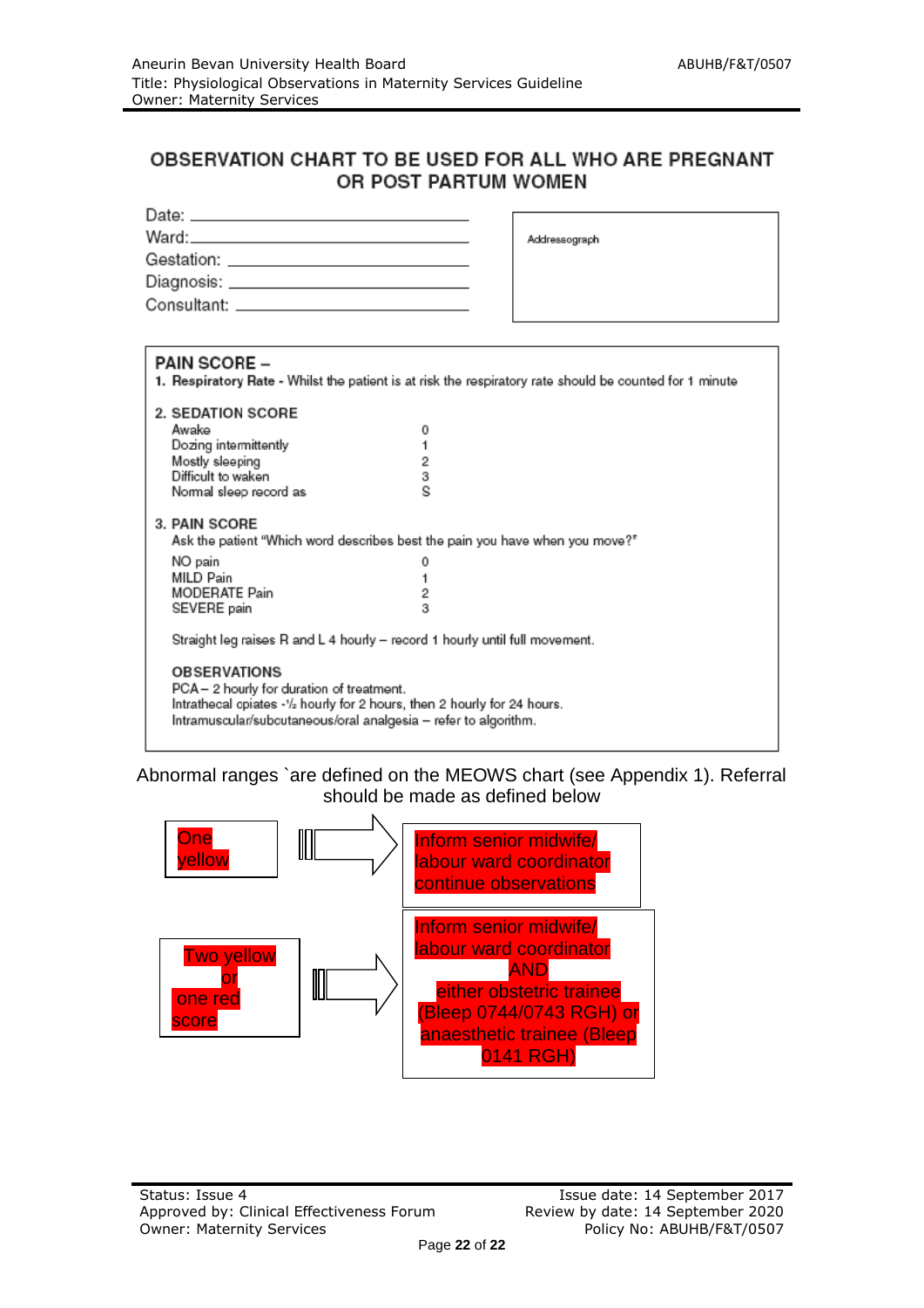## OBSERVATION CHART TO BE USED FOR ALL WHO ARE PREGNANT OR POST PARTUM WOMEN

Date: ______________________________

Ward: ______________________________

Gestation: ______________________________

Diagnosis: ______________________________

Consultant: ______________________________

Addressograph

**PAIN SCORE –**

1. **Respiratory Rate** - Whilst the patient is at risk the respiratory rate should be counted for 1 minute

2. **SEDATION SCORE**

| | |
|---|---|
| Awake | 0 |
| Dozing intermittently | 1 |
| Mostly sleeping | 2 |
| Difficult to waken | 3 |
| Normal sleep record as | S |

3. **PAIN SCORE**

Ask the patient "Which word describes best the pain you have when you move?"

| | |
|---|---|
| NO pain | 0 |
| MILD Pain | 1 |
| MODERATE Pain | 2 |
| SEVERE pain | 3 |

Straight leg raises R and L 4 hourly – record 1 hourly until full movement.

**OBSERVATIONS**

PCA – 2 hourly for duration of treatment.
Intrathecal opiates -½ hourly for 2 hours, then 2 hourly for 24 hours.
Intramuscular/subcutaneous/oral analgesia – refer to algorithm.

Abnormal ranges `are defined on the MEOWS chart (see Appendix 1). Referral should be made as defined below

One yellow → Inform senior midwife/ labour ward coordinator continue observations

Two yellow or one red score → Inform senior midwife/ labour ward coordinator AND either obstetric trainee (Bleep 0744/0743 RGH) or anaesthetic trainee (Bleep 0141 RGH)